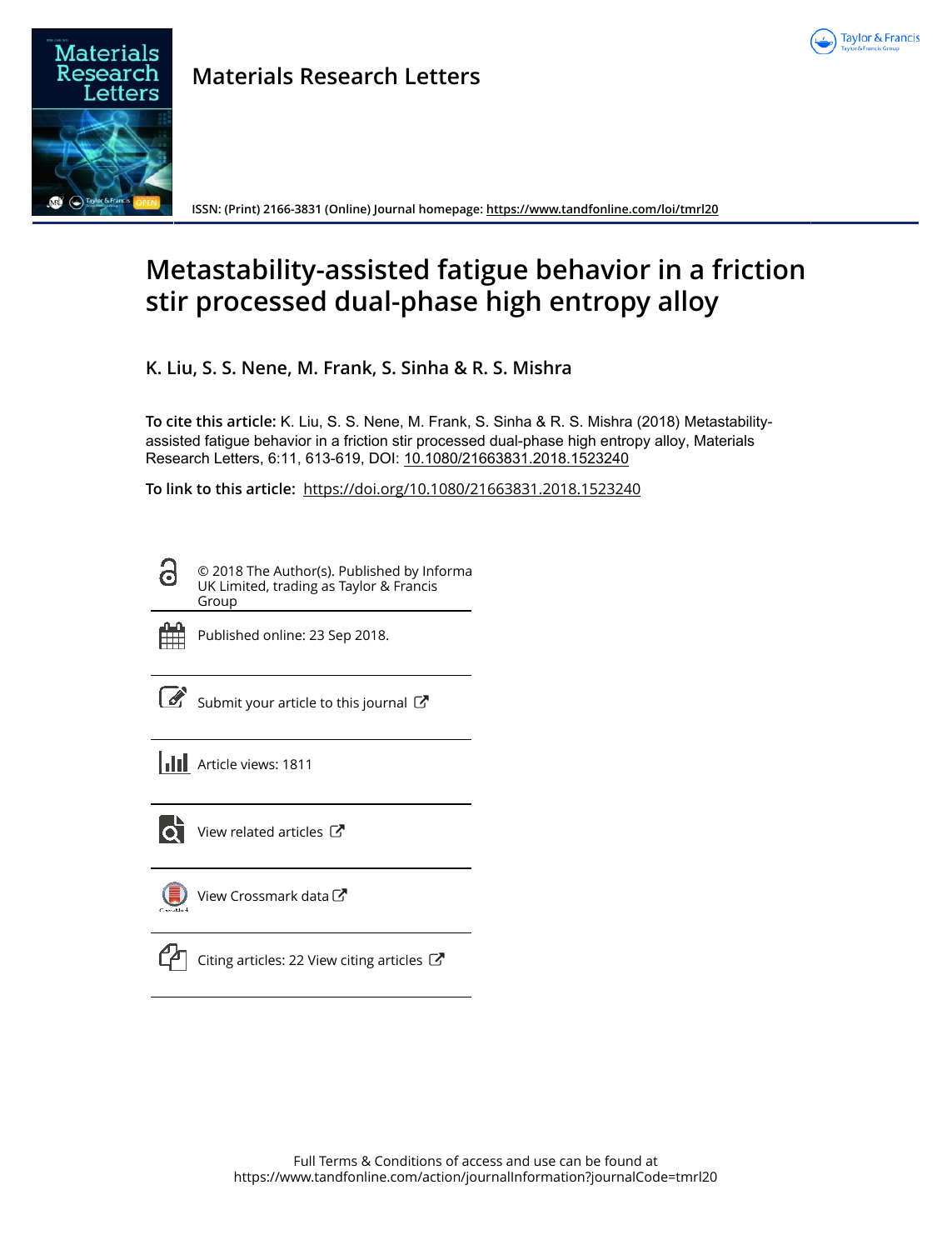**Materials Research Letters**

ISSN: (Print) 2166-3831 (Online) Journal homepage: https://www.tandfonline.com/loi/tmrl20

# Metastability-assisted fatigue behavior in a friction stir processed dual-phase high entropy alloy

**K. Liu, S. S. Nene, M. Frank, S. Sinha & R. S. Mishra**

**To cite this article:** K. Liu, S. S. Nene, M. Frank, S. Sinha & R. S. Mishra (2018) Metastability-assisted fatigue behavior in a friction stir processed dual-phase high entropy alloy, Materials Research Letters, 6:11, 613-619, DOI: 10.1080/21663831.2018.1523240

**To link to this article:** https://doi.org/10.1080/21663831.2018.1523240

© 2018 The Author(s). Published by Informa UK Limited, trading as Taylor & Francis Group

Published online: 23 Sep 2018.

Submit your article to this journal

Article views: 1811

View related articles

View Crossmark data

Citing articles: 22 View citing articles

Full Terms & Conditions of access and use can be found at
https://www.tandfonline.com/action/journalInformation?journalCode=tmrl20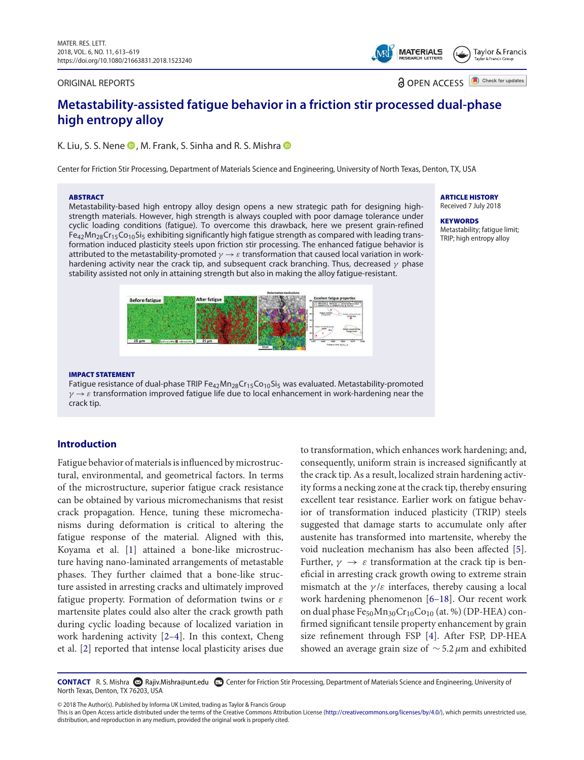ORIGINAL REPORTS

OPEN ACCESS

# Metastability-assisted fatigue behavior in a friction stir processed dual-phase high entropy alloy

K. Liu, S. S. Nene, M. Frank, S. Sinha and R. S. Mishra

Center for Friction Stir Processing, Department of Materials Science and Engineering, University of North Texas, Denton, TX, USA

**ABSTRACT**

Metastability-based high entropy alloy design opens a new strategic path for designing high-strength materials. However, high strength is always coupled with poor damage tolerance under cyclic loading conditions (fatigue). To overcome this drawback, here we present grain-refined $Fe_{42}Mn_{28}Cr_{15}Co_{10}Si_5$ exhibiting significantly high fatigue strength as compared with leading transformation induced plasticity steels upon friction stir processing. The enhanced fatigue behavior is attributed to the metastability-promoted $\gamma \rightarrow \varepsilon$ transformation that caused local variation in work-hardening activity near the crack tip, and subsequent crack branching. Thus, decreased $\gamma$ phase stability assisted not only in attaining strength but also in making the alloy fatigue-resistant.

**ARTICLE HISTORY**

Received 7 July 2018

**KEYWORDS**

Metastability; fatigue limit; TRIP; high entropy alloy

**IMPACT STATEMENT**

Fatigue resistance of dual-phase TRIP $Fe_{42}Mn_{28}Cr_{15}Co_{10}Si_5$ was evaluated. Metastability-promoted $\gamma \rightarrow \varepsilon$ transformation improved fatigue life due to local enhancement in work-hardening near the crack tip.

## Introduction

Fatigue behavior of materials is influenced by microstructural, environmental, and geometrical factors. In terms of the microstructure, superior fatigue crack resistance can be obtained by various micromechanisms that resist crack propagation. Hence, tuning these micromechanisms during deformation is critical to altering the fatigue response of the material. Aligned with this, Koyama et al. [1] attained a bone-like microstructure having nano-laminated arrangements of metastable phases. They further claimed that a bone-like structure assisted in arresting cracks and ultimately improved fatigue property. Formation of deformation twins or $\varepsilon$ martensite plates could also alter the crack growth path during cyclic loading because of localized variation in work hardening activity [2–4]. In this context, Cheng et al. [2] reported that intense local plasticity arises due to transformation, which enhances work hardening; and, consequently, uniform strain is increased significantly at the crack tip. As a result, localized strain hardening activity forms a necking zone at the crack tip, thereby ensuring excellent tear resistance. Earlier work on fatigue behavior of transformation induced plasticity (TRIP) steels suggested that damage starts to accumulate only after austenite has transformed into martensite, whereby the void nucleation mechanism has also been affected [5]. Further, $\gamma \rightarrow \varepsilon$ transformation at the crack tip is beneficial in arresting crack growth owing to extreme strain mismatch at the $\gamma/\varepsilon$ interfaces, thereby causing a local work hardening phenomenon [6–18]. Our recent work on dual phase $Fe_{50}Mn_{30}Cr_{10}Co_{10}$ (at. %) (DP-HEA) confirmed significant tensile property enhancement by grain size refinement through FSP [4]. After FSP, DP-HEA showed an average grain size of $\sim 5.2\,\mu$m and exhibited

**CONTACT** R. S. Mishra Rajiv.Mishra@unt.edu Center for Friction Stir Processing, Department of Materials Science and Engineering, University of North Texas, Denton, TX 76203, USA

© 2018 The Author(s). Published by Informa UK Limited, trading as Taylor & Francis Group
This is an Open Access article distributed under the terms of the Creative Commons Attribution License (http://creativecommons.org/licenses/by/4.0/), which permits unrestricted use, distribution, and reproduction in any medium, provided the original work is properly cited.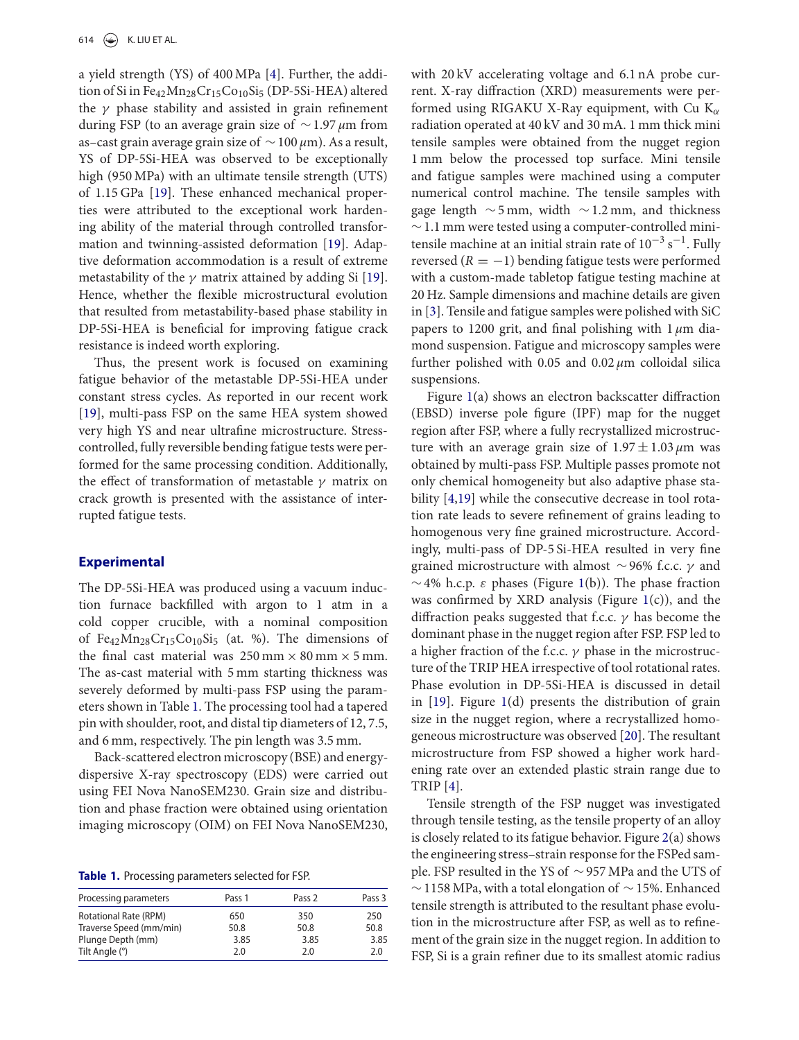a yield strength (YS) of 400 MPa [4]. Further, the addition of Si in $Fe_{42}Mn_{28}Cr_{15}Co_{10}Si_5$ (DP-5Si-HEA) altered the $\gamma$ phase stability and assisted in grain refinement during FSP (to an average grain size of $\sim 1.97\,\mu$m from as–cast grain average grain size of $\sim 100\,\mu$m). As a result, YS of DP-5Si-HEA was observed to be exceptionally high (950 MPa) with an ultimate tensile strength (UTS) of 1.15 GPa [19]. These enhanced mechanical properties were attributed to the exceptional work hardening ability of the material through controlled transformation and twinning-assisted deformation [19]. Adaptive deformation accommodation is a result of extreme metastability of the $\gamma$ matrix attained by adding Si [19]. Hence, whether the flexible microstructural evolution that resulted from metastability-based phase stability in DP-5Si-HEA is beneficial for improving fatigue crack resistance is indeed worth exploring.

Thus, the present work is focused on examining fatigue behavior of the metastable DP-5Si-HEA under constant stress cycles. As reported in our recent work [19], multi-pass FSP on the same HEA system showed very high YS and near ultrafine microstructure. Stress-controlled, fully reversible bending fatigue tests were performed for the same processing condition. Additionally, the effect of transformation of metastable $\gamma$ matrix on crack growth is presented with the assistance of interrupted fatigue tests.

## Experimental

The DP-5Si-HEA was produced using a vacuum induction furnace backfilled with argon to 1 atm in a cold copper crucible, with a nominal composition of $Fe_{42}Mn_{28}Cr_{15}Co_{10}Si_5$ (at. %). The dimensions of the final cast material was 250 mm × 80 mm × 5 mm. The as-cast material with 5 mm starting thickness was severely deformed by multi-pass FSP using the parameters shown in Table 1. The processing tool had a tapered pin with shoulder, root, and distal tip diameters of 12, 7.5, and 6 mm, respectively. The pin length was 3.5 mm.

Back-scattered electron microscopy (BSE) and energy-dispersive X-ray spectroscopy (EDS) were carried out using FEI Nova NanoSEM230. Grain size and distribution and phase fraction were obtained using orientation imaging microscopy (OIM) on FEI Nova NanoSEM230, with 20 kV accelerating voltage and 6.1 nA probe current. X-ray diffraction (XRD) measurements were performed using RIGAKU X-Ray equipment, with Cu $K_\alpha$ radiation operated at 40 kV and 30 mA. 1 mm thick mini tensile samples were obtained from the nugget region 1 mm below the processed top surface. Mini tensile and fatigue samples were machined using a computer numerical control machine. The tensile samples with gage length $\sim 5$ mm, width $\sim 1.2$ mm, and thickness $\sim 1.1$ mm were tested using a computer-controlled mini-tensile machine at an initial strain rate of $10^{-3}\,s^{-1}$. Fully reversed ($R = -1$) bending fatigue tests were performed with a custom-made tabletop fatigue testing machine at 20 Hz. Sample dimensions and machine details are given in [3]. Tensile and fatigue samples were polished with SiC papers to 1200 grit, and final polishing with 1 $\mu$m diamond suspension. Fatigue and microscopy samples were further polished with 0.05 and 0.02 $\mu$m colloidal silica suspensions.

**Table 1.** Processing parameters selected for FSP.

| Processing parameters | Pass 1 | Pass 2 | Pass 3 |
|---|---|---|---|
| Rotational Rate (RPM) | 650 | 350 | 250 |
| Traverse Speed (mm/min) | 50.8 | 50.8 | 50.8 |
| Plunge Depth (mm) | 3.85 | 3.85 | 3.85 |
| Tilt Angle (°) | 2.0 | 2.0 | 2.0 |

Figure 1(a) shows an electron backscatter diffraction (EBSD) inverse pole figure (IPF) map for the nugget region after FSP, where a fully recrystallized microstructure with an average grain size of $1.97 \pm 1.03\,\mu$m was obtained by multi-pass FSP. Multiple passes promote not only chemical homogeneity but also adaptive phase stability [4,19] while the consecutive decrease in tool rotation rate leads to severe refinement of grains leading to homogenous very fine grained microstructure. Accordingly, multi-pass of DP-5 Si-HEA resulted in very fine grained microstructure with almost $\sim 96\%$ f.c.c. $\gamma$ and $\sim 4\%$ h.c.p. $\varepsilon$ phases (Figure 1(b)). The phase fraction was confirmed by XRD analysis (Figure 1(c)), and the diffraction peaks suggested that f.c.c. $\gamma$ has become the dominant phase in the nugget region after FSP. FSP led to a higher fraction of the f.c.c. $\gamma$ phase in the microstructure of the TRIP HEA irrespective of tool rotational rates. Phase evolution in DP-5Si-HEA is discussed in detail in [19]. Figure 1(d) presents the distribution of grain size in the nugget region, where a recrystallized homogeneous microstructure was observed [20]. The resultant microstructure from FSP showed a higher work hardening rate over an extended plastic strain range due to TRIP [4].

Tensile strength of the FSP nugget was investigated through tensile testing, as the tensile property of an alloy is closely related to its fatigue behavior. Figure 2(a) shows the engineering stress–strain response for the FSPed sample. FSP resulted in the YS of $\sim 957$ MPa and the UTS of $\sim 1158$ MPa, with a total elongation of $\sim 15\%$. Enhanced tensile strength is attributed to the resultant phase evolution in the microstructure after FSP, as well as to refinement of the grain size in the nugget region. In addition to FSP, Si is a grain refiner due to its smallest atomic radius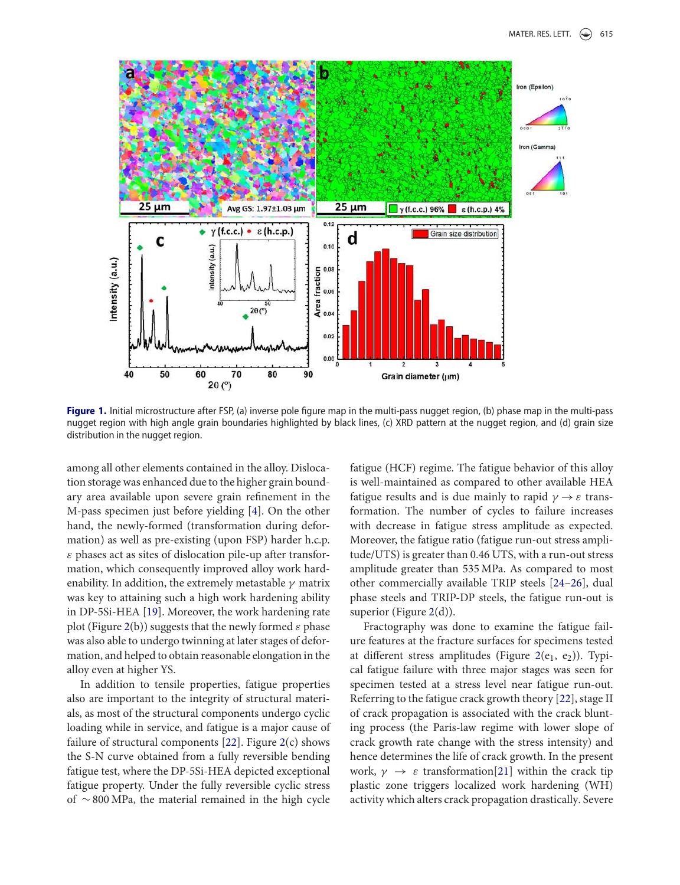Figure 1. Initial microstructure after FSP, (a) inverse pole figure map in the multi-pass nugget region, (b) phase map in the multi-pass nugget region with high angle grain boundaries highlighted by black lines, (c) XRD pattern at the nugget region, and (d) grain size distribution in the nugget region.

among all other elements contained in the alloy. Dislocation storage was enhanced due to the higher grain boundary area available upon severe grain refinement in the M-pass specimen just before yielding [4]. On the other hand, the newly-formed (transformation during deformation) as well as pre-existing (upon FSP) harder h.c.p. $\varepsilon$ phases act as sites of dislocation pile-up after transformation, which consequently improved alloy work hardenability. In addition, the extremely metastable $\gamma$ matrix was key to attaining such a high work hardening ability in DP-5Si-HEA [19]. Moreover, the work hardening rate plot (Figure 2(b)) suggests that the newly formed $\varepsilon$ phase was also able to undergo twinning at later stages of deformation, and helped to obtain reasonable elongation in the alloy even at higher YS.

In addition to tensile properties, fatigue properties also are important to the integrity of structural materials, as most of the structural components undergo cyclic loading while in service, and fatigue is a major cause of failure of structural components [22]. Figure 2(c) shows the S-N curve obtained from a fully reversible bending fatigue test, where the DP-5Si-HEA depicted exceptional fatigue property. Under the fully reversible cyclic stress of $\sim$800 MPa, the material remained in the high cycle fatigue (HCF) regime. The fatigue behavior of this alloy is well-maintained as compared to other available HEA fatigue results and is due mainly to rapid $\gamma \rightarrow \varepsilon$ transformation. The number of cycles to failure increases with decrease in fatigue stress amplitude as expected. Moreover, the fatigue ratio (fatigue run-out stress amplitude/UTS) is greater than 0.46 UTS, with a run-out stress amplitude greater than 535 MPa. As compared to most other commercially available TRIP steels [24–26], dual phase steels and TRIP-DP steels, the fatigue run-out is superior (Figure 2(d)).

Fractography was done to examine the fatigue failure features at the fracture surfaces for specimens tested at different stress amplitudes (Figure 2($e_1$, $e_2$)). Typical fatigue failure with three major stages was seen for specimen tested at a stress level near fatigue run-out. Referring to the fatigue crack growth theory [22], stage II of crack propagation is associated with the crack blunting process (the Paris-law regime with lower slope of crack growth rate change with the stress intensity) and hence determines the life of crack growth. In the present work, $\gamma \rightarrow \varepsilon$ transformation[21] within the crack tip plastic zone triggers localized work hardening (WH) activity which alters crack propagation drastically. Severe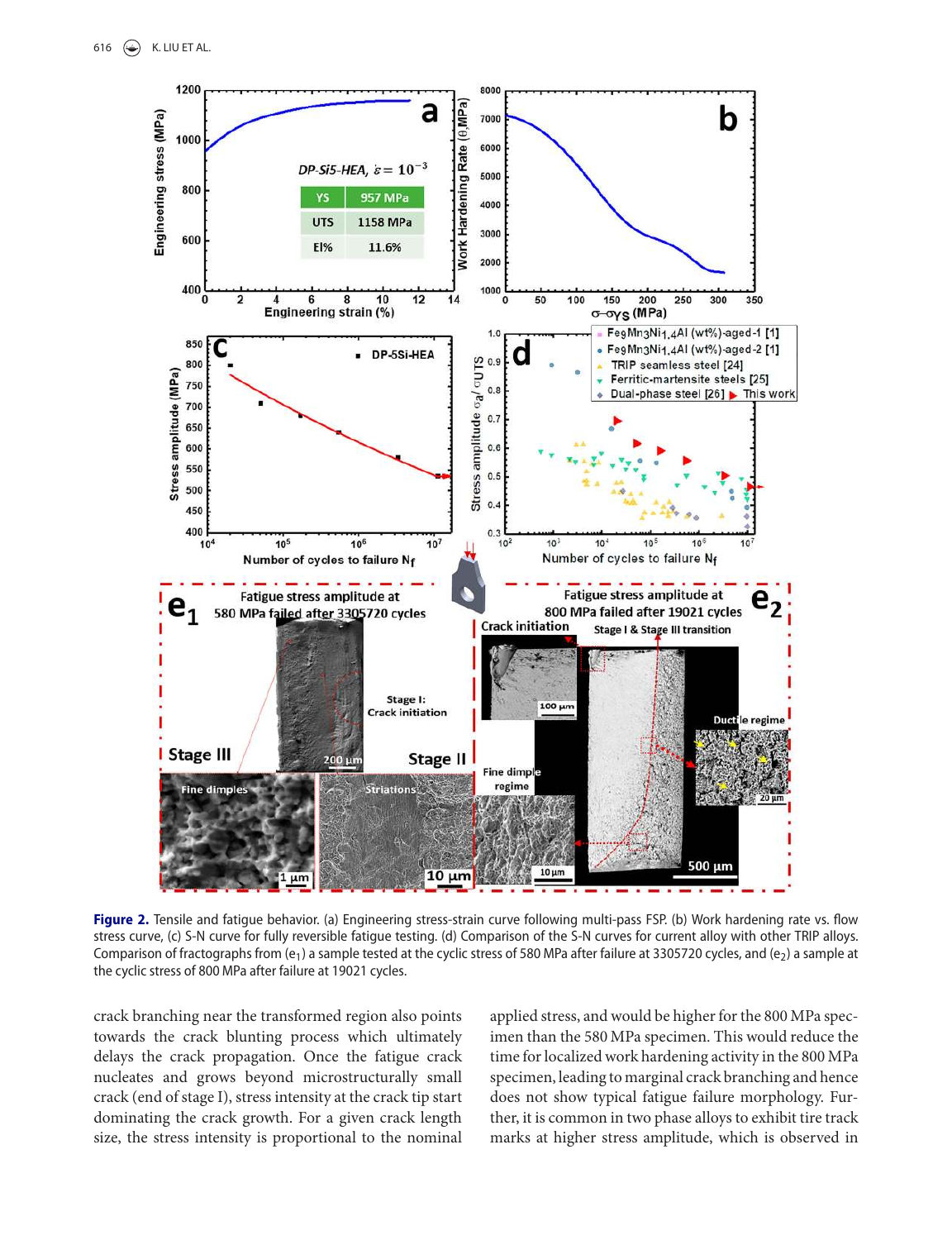**Figure 2.** Tensile and fatigue behavior. (a) Engineering stress-strain curve following multi-pass FSP. (b) Work hardening rate vs. flow stress curve, (c) S-N curve for fully reversible fatigue testing. (d) Comparison of the S-N curves for current alloy with other TRIP alloys. Comparison of fractographs from ($e_1$) a sample tested at the cyclic stress of 580 MPa after failure at 3305720 cycles, and ($e_2$) a sample at the cyclic stress of 800 MPa after failure at 19021 cycles.

crack branching near the transformed region also points towards the crack blunting process which ultimately delays the crack propagation. Once the fatigue crack nucleates and grows beyond microstructurally small crack (end of stage I), stress intensity at the crack tip start dominating the crack growth. For a given crack length size, the stress intensity is proportional to the nominal applied stress, and would be higher for the 800 MPa specimen than the 580 MPa specimen. This would reduce the time for localized work hardening activity in the 800 MPa specimen, leading to marginal crack branching and hence does not show typical fatigue failure morphology. Further, it is common in two phase alloys to exhibit tire track marks at higher stress amplitude, which is observed in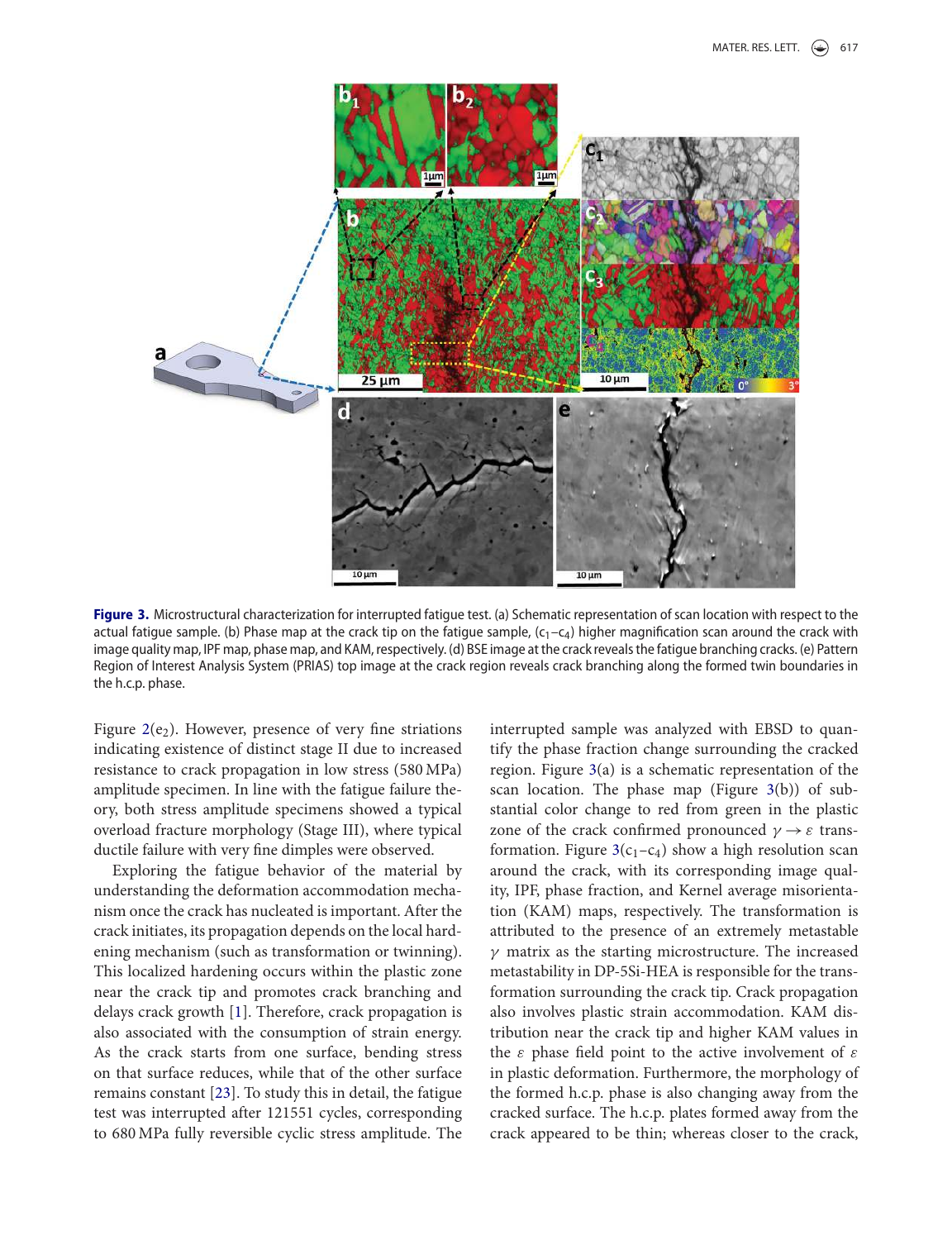**Figure 3.** Microstructural characterization for interrupted fatigue test. (a) Schematic representation of scan location with respect to the actual fatigue sample. (b) Phase map at the crack tip on the fatigue sample, ($c_1$–$c_4$) higher magnification scan around the crack with image quality map, IPF map, phase map, and KAM, respectively. (d) BSE image at the crack reveals the fatigue branching cracks. (e) Pattern Region of Interest Analysis System (PRIAS) top image at the crack region reveals crack branching along the formed twin boundaries in the h.c.p. phase.

Figure 2($e_2$). However, presence of very fine striations indicating existence of distinct stage II due to increased resistance to crack propagation in low stress (580 MPa) amplitude specimen. In line with the fatigue failure theory, both stress amplitude specimens showed a typical overload fracture morphology (Stage III), where typical ductile failure with very fine dimples were observed.

Exploring the fatigue behavior of the material by understanding the deformation accommodation mechanism once the crack has nucleated is important. After the crack initiates, its propagation depends on the local hardening mechanism (such as transformation or twinning). This localized hardening occurs within the plastic zone near the crack tip and promotes crack branching and delays crack growth [1]. Therefore, crack propagation is also associated with the consumption of strain energy. As the crack starts from one surface, bending stress on that surface reduces, while that of the other surface remains constant [23]. To study this in detail, the fatigue test was interrupted after 121551 cycles, corresponding to 680 MPa fully reversible cyclic stress amplitude. The interrupted sample was analyzed with EBSD to quantify the phase fraction change surrounding the cracked region. Figure 3(a) is a schematic representation of the scan location. The phase map (Figure 3(b)) of substantial color change to red from green in the plastic zone of the crack confirmed pronounced $\gamma \rightarrow \varepsilon$ transformation. Figure 3($c_1$–$c_4$) show a high resolution scan around the crack, with its corresponding image quality, IPF, phase fraction, and Kernel average misorientation (KAM) maps, respectively. The transformation is attributed to the presence of an extremely metastable $\gamma$ matrix as the starting microstructure. The increased metastability in DP-5Si-HEA is responsible for the transformation surrounding the crack tip. Crack propagation also involves plastic strain accommodation. KAM distribution near the crack tip and higher KAM values in the $\varepsilon$ phase field point to the active involvement of $\varepsilon$ in plastic deformation. Furthermore, the morphology of the formed h.c.p. phase is also changing away from the cracked surface. The h.c.p. plates formed away from the crack appeared to be thin; whereas closer to the crack,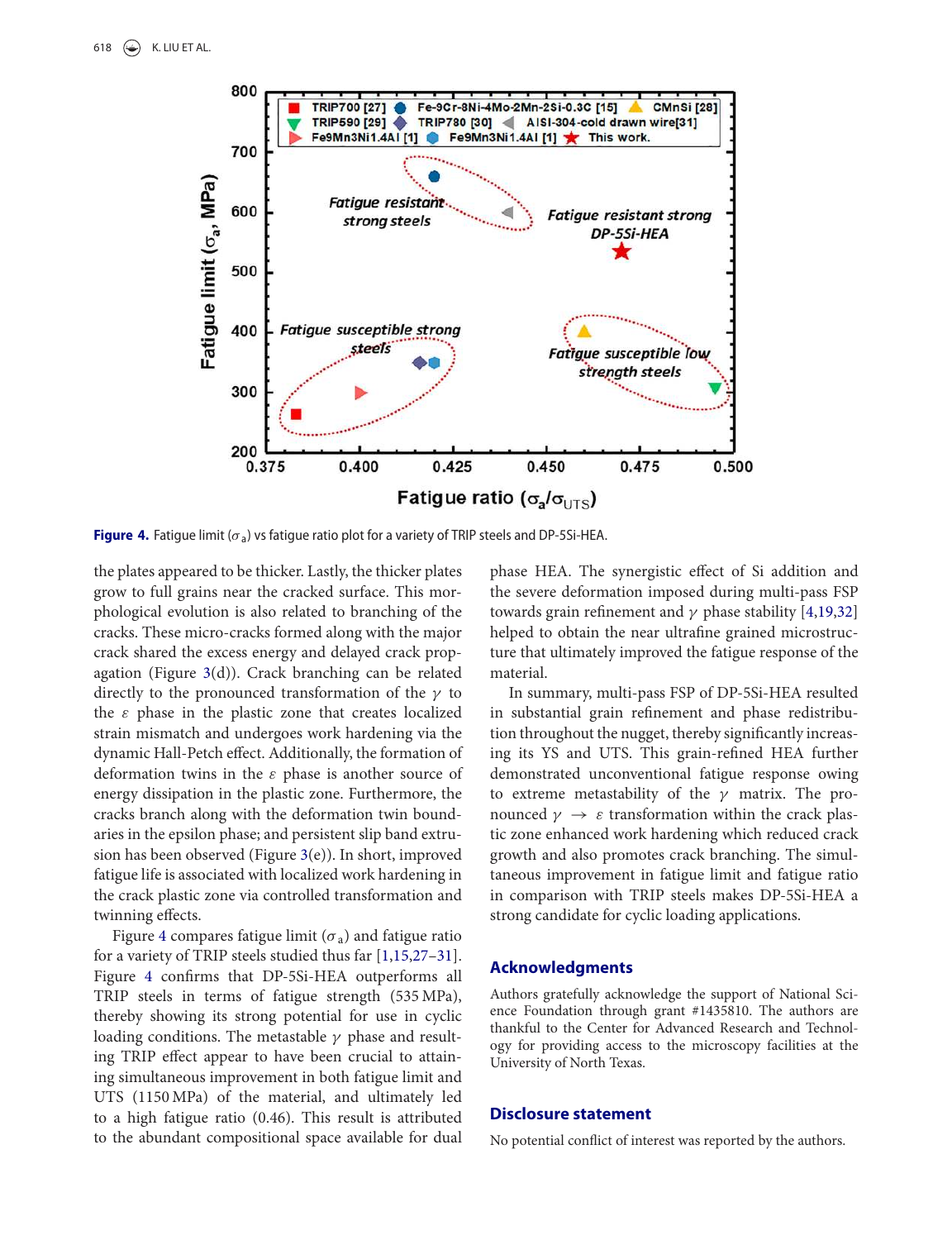Figure 4. Fatigue limit ($\sigma_a$) vs fatigue ratio plot for a variety of TRIP steels and DP-5Si-HEA.

the plates appeared to be thicker. Lastly, the thicker plates grow to full grains near the cracked surface. This morphological evolution is also related to branching of the cracks. These micro-cracks formed along with the major crack shared the excess energy and delayed crack propagation (Figure 3(d)). Crack branching can be related directly to the pronounced transformation of the $\gamma$ to the $\varepsilon$ phase in the plastic zone that creates localized strain mismatch and undergoes work hardening via the dynamic Hall-Petch effect. Additionally, the formation of deformation twins in the $\varepsilon$ phase is another source of energy dissipation in the plastic zone. Furthermore, the cracks branch along with the deformation twin boundaries in the epsilon phase; and persistent slip band extrusion has been observed (Figure 3(e)). In short, improved fatigue life is associated with localized work hardening in the crack plastic zone via controlled transformation and twinning effects.

Figure 4 compares fatigue limit ($\sigma_a$) and fatigue ratio for a variety of TRIP steels studied thus far [1,15,27–31]. Figure 4 confirms that DP-5Si-HEA outperforms all TRIP steels in terms of fatigue strength (535 MPa), thereby showing its strong potential for use in cyclic loading conditions. The metastable $\gamma$ phase and resulting TRIP effect appear to have been crucial to attaining simultaneous improvement in both fatigue limit and UTS (1150 MPa) of the material, and ultimately led to a high fatigue ratio (0.46). This result is attributed to the abundant compositional space available for dual phase HEA. The synergistic effect of Si addition and the severe deformation imposed during multi-pass FSP towards grain refinement and $\gamma$ phase stability [4,19,32] helped to obtain the near ultrafine grained microstructure that ultimately improved the fatigue response of the material.

In summary, multi-pass FSP of DP-5Si-HEA resulted in substantial grain refinement and phase redistribution throughout the nugget, thereby significantly increasing its YS and UTS. This grain-refined HEA further demonstrated unconventional fatigue response owing to extreme metastability of the $\gamma$ matrix. The pronounced $\gamma \rightarrow \varepsilon$ transformation within the crack plastic zone enhanced work hardening which reduced crack growth and also promotes crack branching. The simultaneous improvement in fatigue limit and fatigue ratio in comparison with TRIP steels makes DP-5Si-HEA a strong candidate for cyclic loading applications.

## Acknowledgments

Authors gratefully acknowledge the support of National Science Foundation through grant #1435810. The authors are thankful to the Center for Advanced Research and Technology for providing access to the microscopy facilities at the University of North Texas.

## Disclosure statement

No potential conflict of interest was reported by the authors.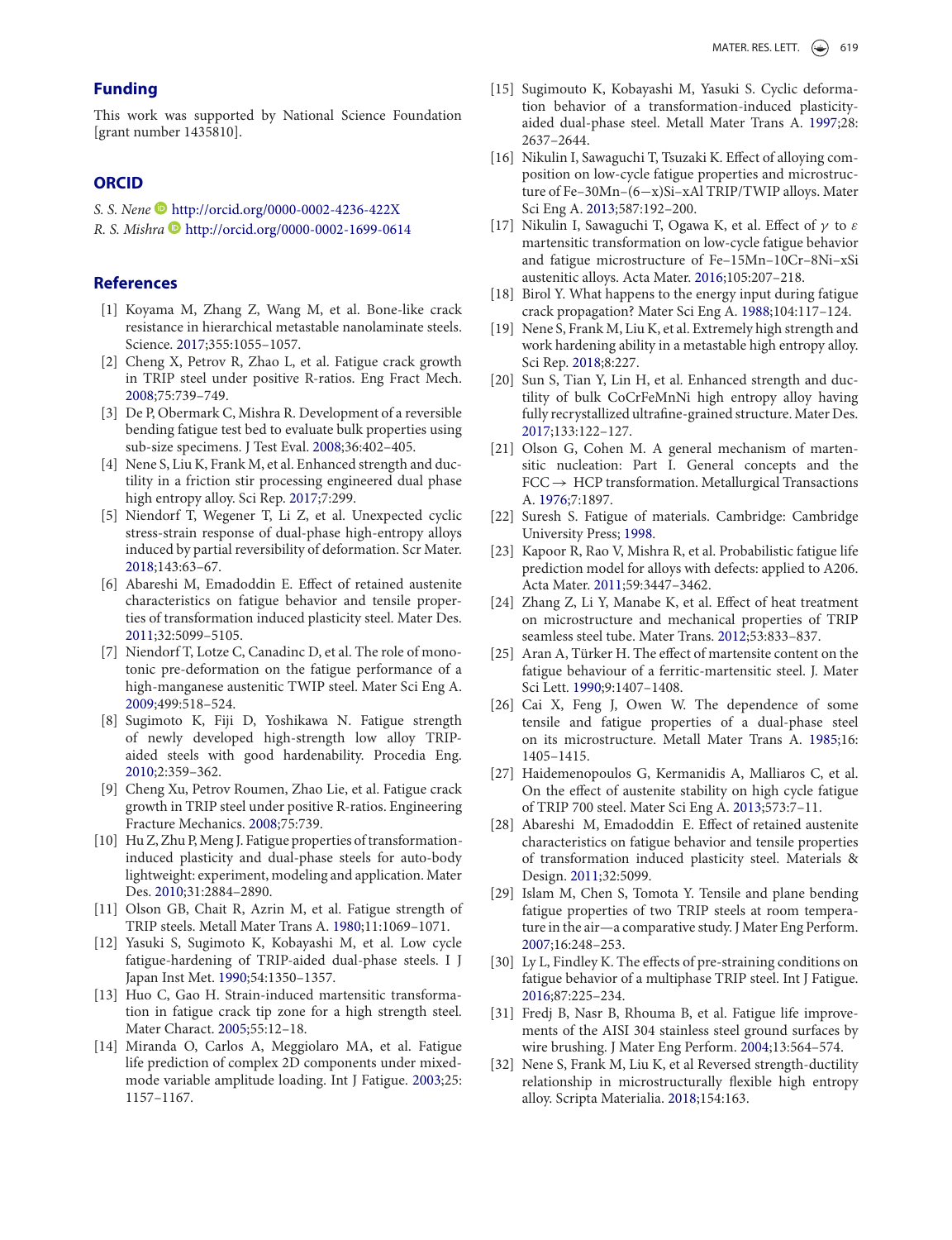## Funding

This work was supported by National Science Foundation [grant number 1435810].

## ORCID

*S. S. Nene* http://orcid.org/0000-0002-4236-422X
*R. S. Mishra* http://orcid.org/0000-0002-1699-0614

## References

[1] Koyama M, Zhang Z, Wang M, et al. Bone-like crack resistance in hierarchical metastable nanolaminate steels. Science. 2017;355:1055–1057.

[2] Cheng X, Petrov R, Zhao L, et al. Fatigue crack growth in TRIP steel under positive R-ratios. Eng Fract Mech. 2008;75:739–749.

[3] De P, Obermark C, Mishra R. Development of a reversible bending fatigue test bed to evaluate bulk properties using sub-size specimens. J Test Eval. 2008;36:402–405.

[4] Nene S, Liu K, Frank M, et al. Enhanced strength and ductility in a friction stir processing engineered dual phase high entropy alloy. Sci Rep. 2017;7:299.

[5] Niendorf T, Wegener T, Li Z, et al. Unexpected cyclic stress-strain response of dual-phase high-entropy alloys induced by partial reversibility of deformation. Scr Mater. 2018;143:63–67.

[6] Abareshi M, Emadoddin E. Effect of retained austenite characteristics on fatigue behavior and tensile properties of transformation induced plasticity steel. Mater Des. 2011;32:5099–5105.

[7] Niendorf T, Lotze C, Canadinc D, et al. The role of monotonic pre-deformation on the fatigue performance of a high-manganese austenitic TWIP steel. Mater Sci Eng A. 2009;499:518–524.

[8] Sugimoto K, Fiji D, Yoshikawa N. Fatigue strength of newly developed high-strength low alloy TRIP-aided steels with good hardenability. Procedia Eng. 2010;2:359–362.

[9] Cheng Xu, Petrov Roumen, Zhao Lie, et al. Fatigue crack growth in TRIP steel under positive R-ratios. Engineering Fracture Mechanics. 2008;75:739.

[10] Hu Z, Zhu P, Meng J. Fatigue properties of transformation-induced plasticity and dual-phase steels for auto-body lightweight: experiment, modeling and application. Mater Des. 2010;31:2884–2890.

[11] Olson GB, Chait R, Azrin M, et al. Fatigue strength of TRIP steels. Metall Mater Trans A. 1980;11:1069–1071.

[12] Yasuki S, Sugimoto K, Kobayashi M, et al. Low cycle fatigue-hardening of TRIP-aided dual-phase steels. I J Japan Inst Met. 1990;54:1350–1357.

[13] Huo C, Gao H. Strain-induced martensitic transformation in fatigue crack tip zone for a high strength steel. Mater Charact. 2005;55:12–18.

[14] Miranda O, Carlos A, Meggiolaro MA, et al. Fatigue life prediction of complex 2D components under mixed-mode variable amplitude loading. Int J Fatigue. 2003;25: 1157–1167.

[15] Sugimouto K, Kobayashi M, Yasuki S. Cyclic deformation behavior of a transformation-induced plasticity-aided dual-phase steel. Metall Mater Trans A. 1997;28: 2637–2644.

[16] Nikulin I, Sawaguchi T, Tsuzaki K. Effect of alloying composition on low-cycle fatigue properties and microstructure of Fe–30Mn–(6−x)Si–xAl TRIP/TWIP alloys. Mater Sci Eng A. 2013;587:192–200.

[17] Nikulin I, Sawaguchi T, Ogawa K, et al. Effect of $\gamma$ to $\varepsilon$ martensitic transformation on low-cycle fatigue behavior and fatigue microstructure of Fe–15Mn–10Cr–8Ni–xSi austenitic alloys. Acta Mater. 2016;105:207–218.

[18] Birol Y. What happens to the energy input during fatigue crack propagation? Mater Sci Eng A. 1988;104:117–124.

[19] Nene S, Frank M, Liu K, et al. Extremely high strength and work hardening ability in a metastable high entropy alloy. Sci Rep. 2018;8:227.

[20] Sun S, Tian Y, Lin H, et al. Enhanced strength and ductility of bulk CoCrFeMnNi high entropy alloy having fully recrystallized ultrafine-grained structure. Mater Des. 2017;133:122–127.

[21] Olson G, Cohen M. A general mechanism of martensitic nucleation: Part I. General concepts and the FCC → HCP transformation. Metallurgical Transactions A. 1976;7:1897.

[22] Suresh S. Fatigue of materials. Cambridge: Cambridge University Press; 1998.

[23] Kapoor R, Rao V, Mishra R, et al. Probabilistic fatigue life prediction model for alloys with defects: applied to A206. Acta Mater. 2011;59:3447–3462.

[24] Zhang Z, Li Y, Manabe K, et al. Effect of heat treatment on microstructure and mechanical properties of TRIP seamless steel tube. Mater Trans. 2012;53:833–837.

[25] Aran A, Türker H. The effect of martensite content on the fatigue behaviour of a ferritic-martensitic steel. J. Mater Sci Lett. 1990;9:1407–1408.

[26] Cai X, Feng J, Owen W. The dependence of some tensile and fatigue properties of a dual-phase steel on its microstructure. Metall Mater Trans A. 1985;16: 1405–1415.

[27] Haidemenopoulos G, Kermanidis A, Malliaros C, et al. On the effect of austenite stability on high cycle fatigue of TRIP 700 steel. Mater Sci Eng A. 2013;573:7–11.

[28] Abareshi M, Emadoddin E. Effect of retained austenite characteristics on fatigue behavior and tensile properties of transformation induced plasticity steel. Materials & Design. 2011;32:5099.

[29] Islam M, Chen S, Tomota Y. Tensile and plane bending fatigue properties of two TRIP steels at room temperature in the air—a comparative study. J Mater Eng Perform. 2007;16:248–253.

[30] Ly L, Findley K. The effects of pre-straining conditions on fatigue behavior of a multiphase TRIP steel. Int J Fatigue. 2016;87:225–234.

[31] Fredj B, Nasr B, Rhouma B, et al. Fatigue life improvements of the AISI 304 stainless steel ground surfaces by wire brushing. J Mater Eng Perform. 2004;13:564–574.

[32] Nene S, Frank M, Liu K, et al Reversed strength-ductility relationship in microstructurally flexible high entropy alloy. Scripta Materialia. 2018;154:163.